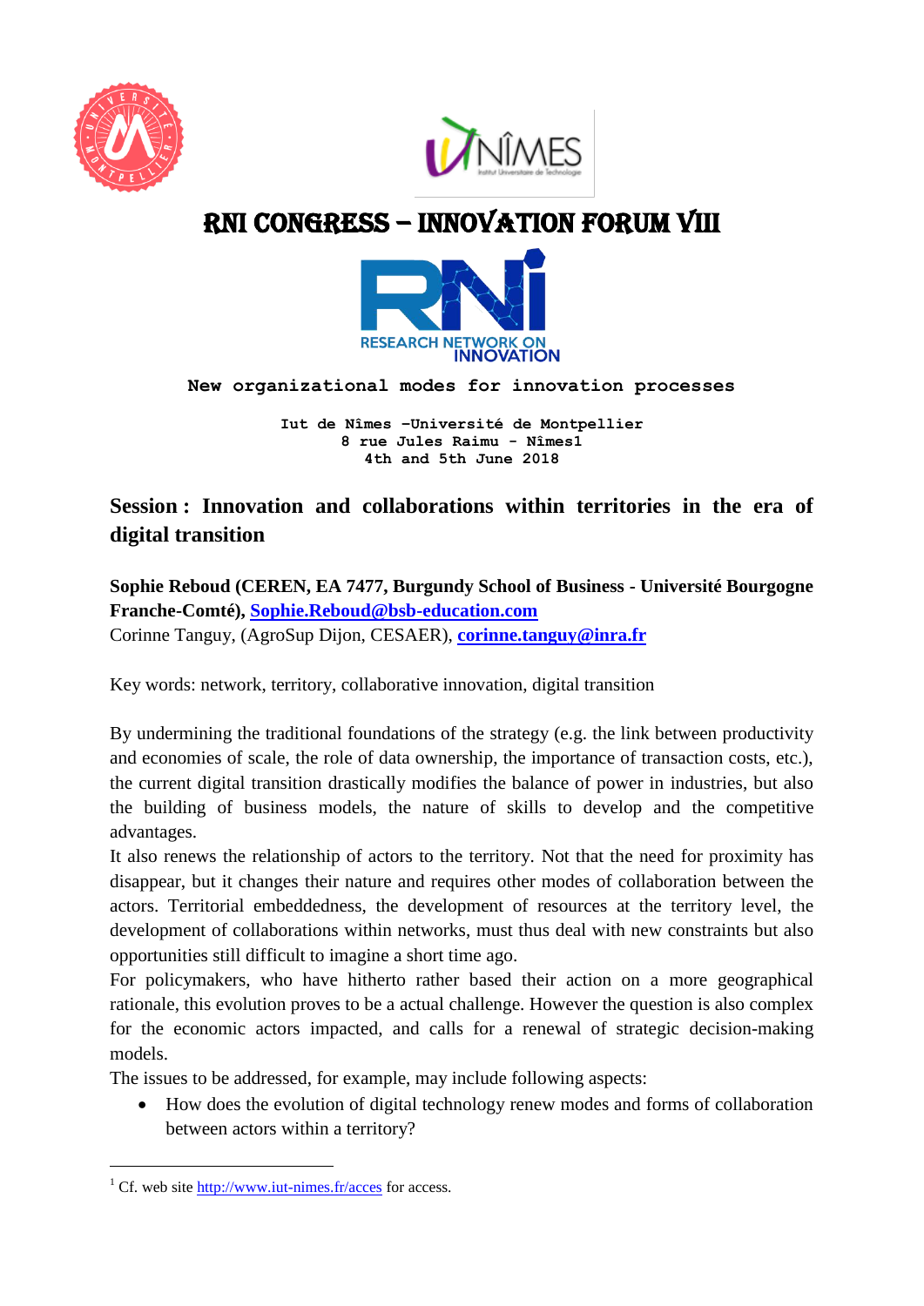# RNI CONGRESS – INNOVATION FORUM VIII

RESEARCH NETWORK ON INNOVATION

**New organizational modes for innovation processes**

**Iut de Nîmes –Université de Montpellier**
**8 rue Jules Raimu - Nîmes[1]**
**4th and 5th June 2018**

## Session : Innovation and collaborations within territories in the era of digital transition

**Sophie Reboud (CEREN, EA 7477, Burgundy School of Business - Université Bourgogne Franche-Comté), Sophie.Reboud@bsb-education.com**
Corinne Tanguy, (AgroSup Dijon, CESAER), **corinne.tanguy@inra.fr**

Key words: network, territory, collaborative innovation, digital transition

By undermining the traditional foundations of the strategy (e.g. the link between productivity and economies of scale, the role of data ownership, the importance of transaction costs, etc.), the current digital transition drastically modifies the balance of power in industries, but also the building of business models, the nature of skills to develop and the competitive advantages.
It also renews the relationship of actors to the territory. Not that the need for proximity has disappear, but it changes their nature and requires other modes of collaboration between the actors. Territorial embeddedness, the development of resources at the territory level, the development of collaborations within networks, must thus deal with new constraints but also opportunities still difficult to imagine a short time ago.
For policymakers, who have hitherto rather based their action on a more geographical rationale, this evolution proves to be a actual challenge. However the question is also complex for the economic actors impacted, and calls for a renewal of strategic decision-making models.
The issues to be addressed, for example, may include following aspects:

- How does the evolution of digital technology renew modes and forms of collaboration between actors within a territory?

[1] Cf. web site http://www.iut-nimes.fr/acces for access.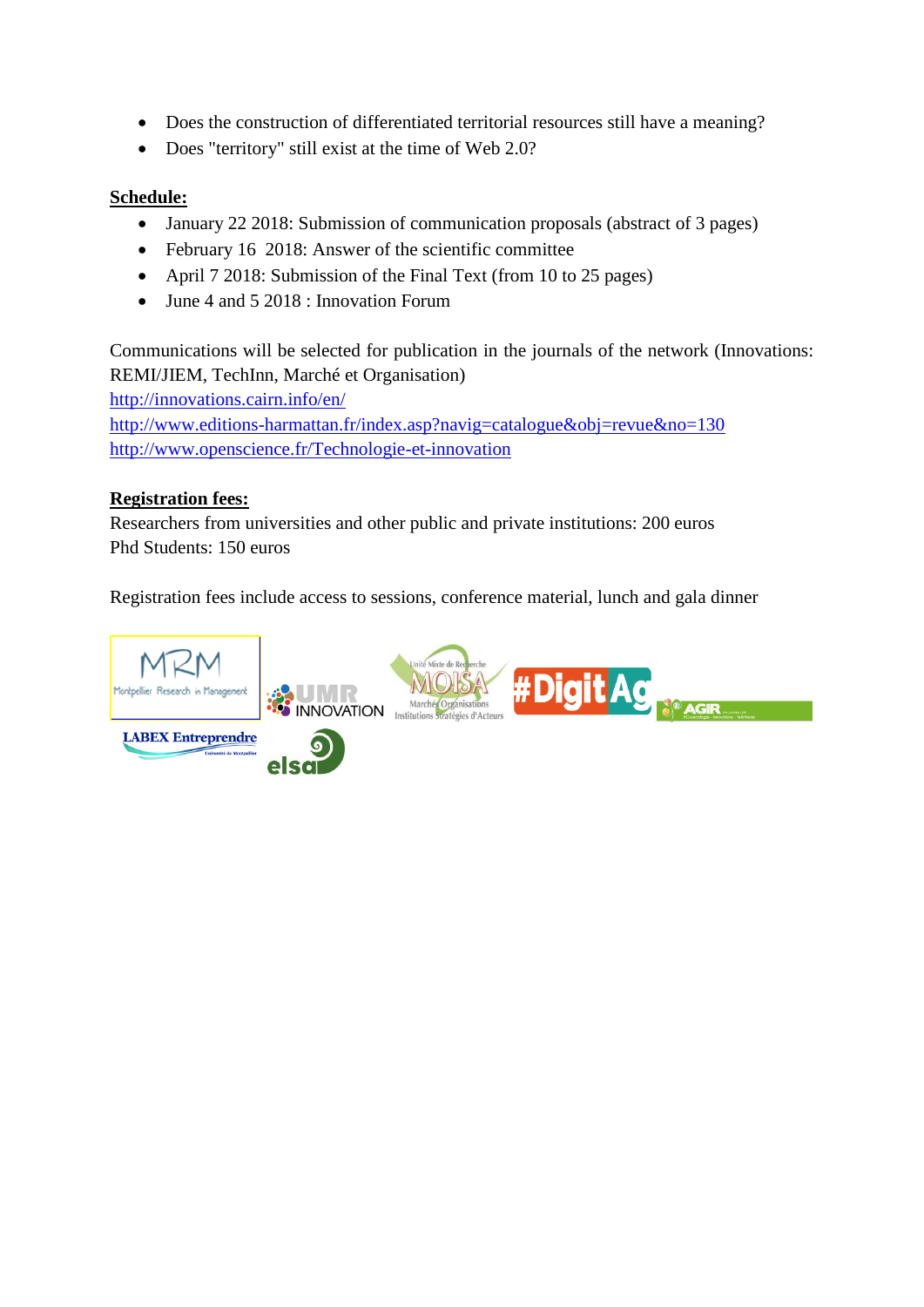- Does the construction of differentiated territorial resources still have a meaning?
- Does "territory" still exist at the time of Web 2.0?

**Schedule:**

- January 22 2018: Submission of communication proposals (abstract of 3 pages)
- February 16 2018: Answer of the scientific committee
- April 7 2018: Submission of the Final Text (from 10 to 25 pages)
- June 4 and 5 2018 : Innovation Forum

Communications will be selected for publication in the journals of the network (Innovations: REMI/JIEM, TechInn, Marché et Organisation)
http://innovations.cairn.info/en/
http://www.editions-harmattan.fr/index.asp?navig=catalogue&obj=revue&no=130
http://www.openscience.fr/Technologie-et-innovation

**Registration fees:**

Researchers from universities and other public and private institutions: 200 euros
Phd Students: 150 euros

Registration fees include access to sessions, conference material, lunch and gala dinner